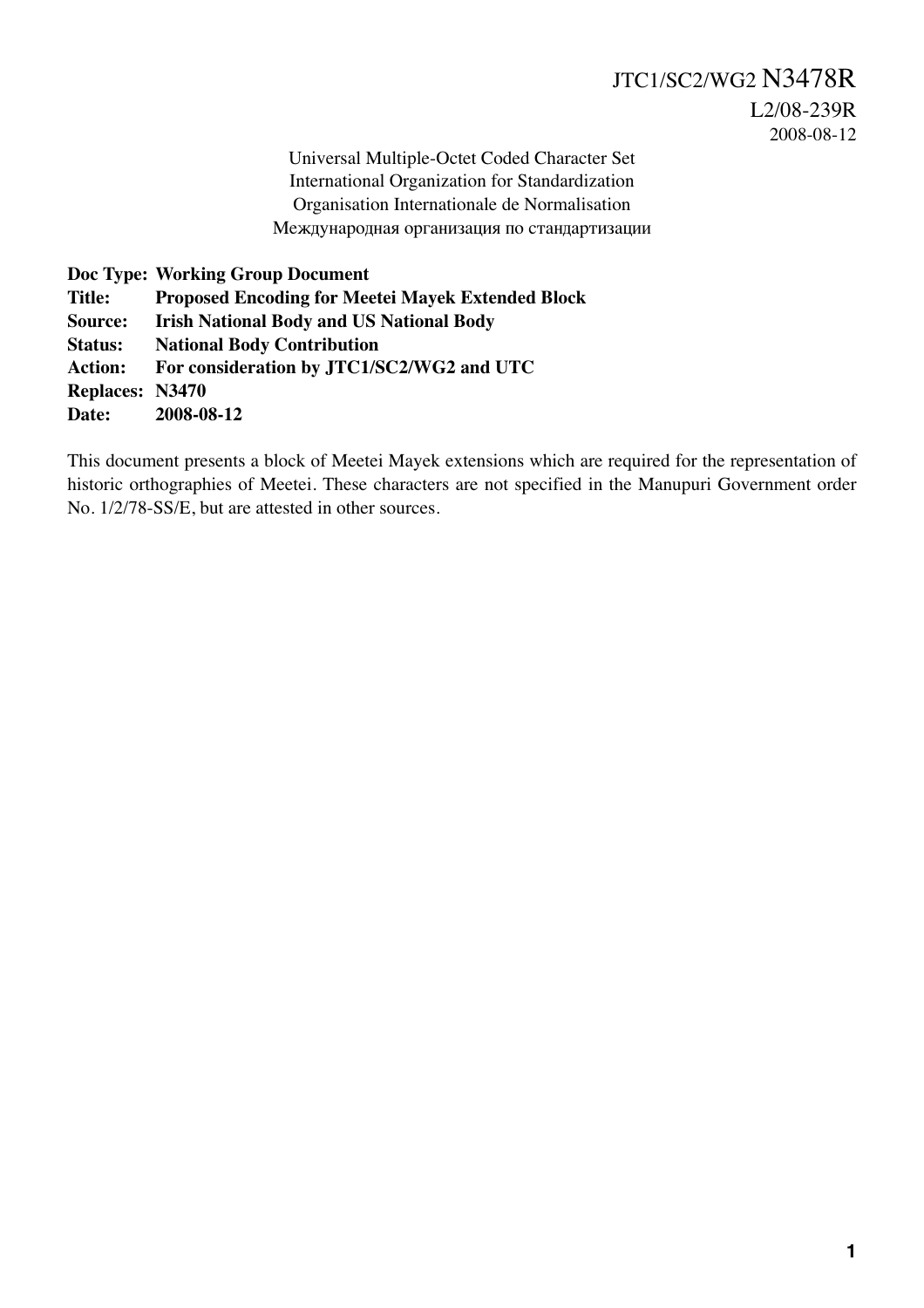JTC1/SC2/WG2 N3478R
L2/08-239R
2008-08-12

Universal Multiple-Octet Coded Character Set
International Organization for Standardization
Organisation Internationale de Normalisation
Международная организация по стандартизации

**Doc Type: Working Group Document**
**Title: Proposed Encoding for Meetei Mayek Extended Block**
**Source: Irish National Body and US National Body**
**Status: National Body Contribution**
**Action: For consideration by JTC1/SC2/WG2 and UTC**
**Replaces: N3470**
**Date: 2008-08-12**

This document presents a block of Meetei Mayek extensions which are required for the representation of historic orthographies of Meetei. These characters are not specified in the Manupuri Government order No. 1/2/78-SS/E, but are attested in other sources.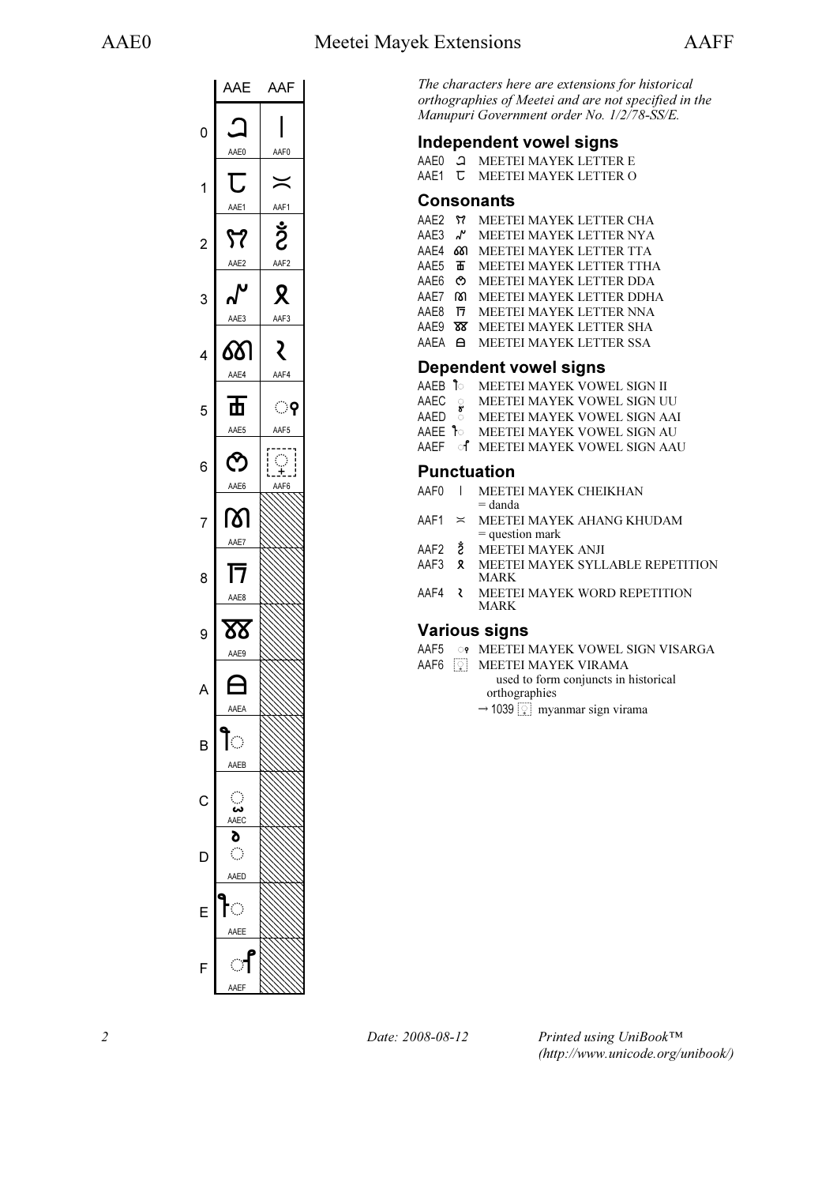# Meetei Mayek Extensions

| | AAE | AAF |
|---|---|---|
| 0 | ꫠ AAE0 | ꫰ AAF0 |
| 1 | ꫡ AAE1 | ꫱ AAF1 |
| 2 | ꫢ AAE2 | ꫲ AAF2 |
| 3 | ꫣ AAE3 | ꫳ AAF3 |
| 4 | ꫤ AAE4 | ꫴ AAF4 |
| 5 | ꫥ AAE5 | ◌ꫵ AAF5 |
| 6 | ꫦ AAE6 | ◌꫶ AAF6 |
| 7 | ꫧ AAE7 | |
| 8 | ꫨ AAE8 | |
| 9 | ꫩ AAE9 | |
| A | ꫪ AAEA | |
| B | ◌ꫫ AAEB | |
| C | ◌ꫬ AAEC | |
| D | ◌ꫭ AAED | |
| E | ◌ꫮ AAEE | |
| F | ◌ꫯ AAEF | |

*The characters here are extensions for historical orthographies of Meetei and are not specified in the Manupuri Government order No. 1/2/78-SS/E.*

## Independent vowel signs

AAE0 ꫠ MEETEI MAYEK LETTER E
AAE1 ꫡ MEETEI MAYEK LETTER O

## Consonants

AAE2 ꫢ MEETEI MAYEK LETTER CHA
AAE3 ꫣ MEETEI MAYEK LETTER NYA
AAE4 ꫤ MEETEI MAYEK LETTER TTA
AAE5 ꫥ MEETEI MAYEK LETTER TTHA
AAE6 ꫦ MEETEI MAYEK LETTER DDA
AAE7 ꫧ MEETEI MAYEK LETTER DDHA
AAE8 ꫨ MEETEI MAYEK LETTER NNA
AAE9 ꫩ MEETEI MAYEK LETTER SHA
AAEA ꫪ MEETEI MAYEK LETTER SSA

## Dependent vowel signs

AAEB ◌ꫫ MEETEI MAYEK VOWEL SIGN II
AAEC ◌ꫬ MEETEI MAYEK VOWEL SIGN UU
AAED ◌ꫭ MEETEI MAYEK VOWEL SIGN AAI
AAEE ◌ꫮ MEETEI MAYEK VOWEL SIGN AU
AAEF ◌ꫯ MEETEI MAYEK VOWEL SIGN AAU

## Punctuation

AAF0 ꫰ MEETEI MAYEK CHEIKHAN
= danda
AAF1 ꫱ MEETEI MAYEK AHANG KHUDAM
= question mark
AAF2 ꫲ MEETEI MAYEK ANJI
AAF3 ꫳ MEETEI MAYEK SYLLABLE REPETITION MARK
AAF4 ꫴ MEETEI MAYEK WORD REPETITION MARK

## Various signs

AAF5 ◌ꫵ MEETEI MAYEK VOWEL SIGN VISARGA
AAF6 ◌꫶ MEETEI MAYEK VIRAMA
used to form conjuncts in historical orthographies
→ 1039 ◌္ myanmar sign virama

Date: 2008-08-12

*Printed using UniBook™ (http://www.unicode.org/unibook/)*